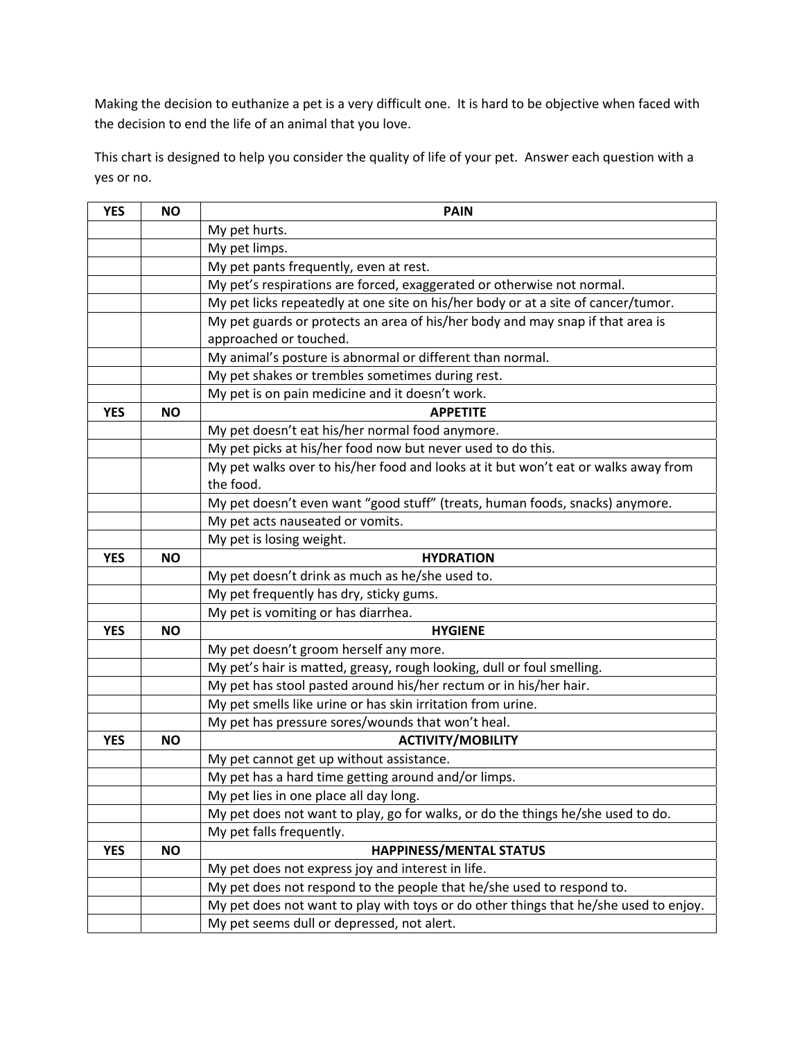Making the decision to euthanize a pet is a very difficult one. It is hard to be objective when faced with the decision to end the life of an animal that you love.

This chart is designed to help you consider the quality of life of your pet. Answer each question with a yes or no.

| YES | NO | PAIN |
|---|---|---|
| | | My pet hurts. |
| | | My pet limps. |
| | | My pet pants frequently, even at rest. |
| | | My pet's respirations are forced, exaggerated or otherwise not normal. |
| | | My pet licks repeatedly at one site on his/her body or at a site of cancer/tumor. |
| | | My pet guards or protects an area of his/her body and may snap if that area is approached or touched. |
| | | My animal's posture is abnormal or different than normal. |
| | | My pet shakes or trembles sometimes during rest. |
| | | My pet is on pain medicine and it doesn't work. |
| **YES** | **NO** | **APPETITE** |
| | | My pet doesn't eat his/her normal food anymore. |
| | | My pet picks at his/her food now but never used to do this. |
| | | My pet walks over to his/her food and looks at it but won't eat or walks away from the food. |
| | | My pet doesn't even want "good stuff" (treats, human foods, snacks) anymore. |
| | | My pet acts nauseated or vomits. |
| | | My pet is losing weight. |
| **YES** | **NO** | **HYDRATION** |
| | | My pet doesn't drink as much as he/she used to. |
| | | My pet frequently has dry, sticky gums. |
| | | My pet is vomiting or has diarrhea. |
| **YES** | **NO** | **HYGIENE** |
| | | My pet doesn't groom herself any more. |
| | | My pet's hair is matted, greasy, rough looking, dull or foul smelling. |
| | | My pet has stool pasted around his/her rectum or in his/her hair. |
| | | My pet smells like urine or has skin irritation from urine. |
| | | My pet has pressure sores/wounds that won't heal. |
| **YES** | **NO** | **ACTIVITY/MOBILITY** |
| | | My pet cannot get up without assistance. |
| | | My pet has a hard time getting around and/or limps. |
| | | My pet lies in one place all day long. |
| | | My pet does not want to play, go for walks, or do the things he/she used to do. |
| | | My pet falls frequently. |
| **YES** | **NO** | **HAPPINESS/MENTAL STATUS** |
| | | My pet does not express joy and interest in life. |
| | | My pet does not respond to the people that he/she used to respond to. |
| | | My pet does not want to play with toys or do other things that he/she used to enjoy. |
| | | My pet seems dull or depressed, not alert. |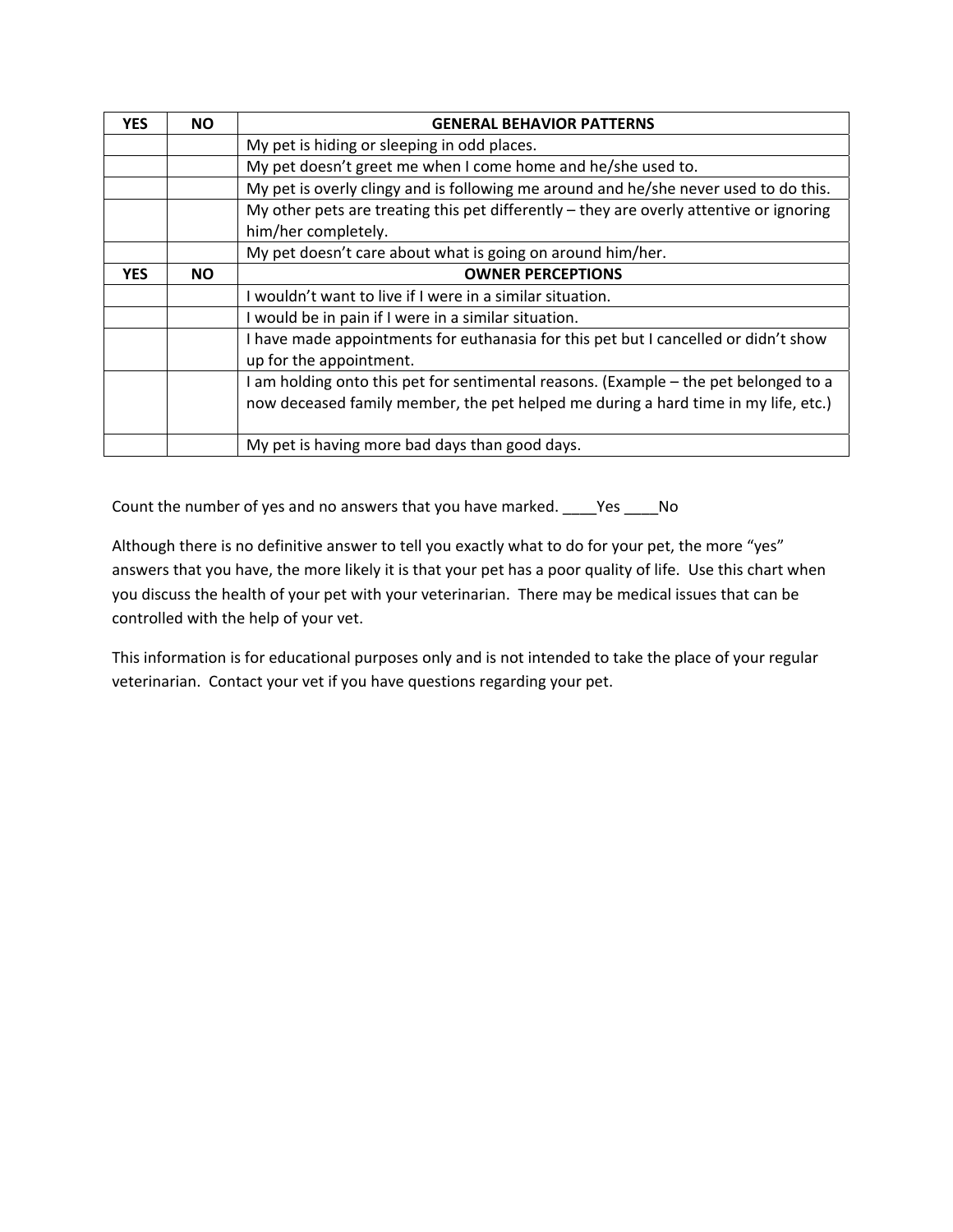| YES | NO | GENERAL BEHAVIOR PATTERNS |
|---|---|---|
| | | My pet is hiding or sleeping in odd places. |
| | | My pet doesn't greet me when I come home and he/she used to. |
| | | My pet is overly clingy and is following me around and he/she never used to do this. |
| | | My other pets are treating this pet differently – they are overly attentive or ignoring him/her completely. |
| | | My pet doesn't care about what is going on around him/her. |
| **YES** | **NO** | **OWNER PERCEPTIONS** |
| | | I wouldn't want to live if I were in a similar situation. |
| | | I would be in pain if I were in a similar situation. |
| | | I have made appointments for euthanasia for this pet but I cancelled or didn't show up for the appointment. |
| | | I am holding onto this pet for sentimental reasons. (Example – the pet belonged to a now deceased family member, the pet helped me during a hard time in my life, etc.) |
| | | My pet is having more bad days than good days. |

Count the number of yes and no answers that you have marked. ____Yes ____No

Although there is no definitive answer to tell you exactly what to do for your pet, the more "yes" answers that you have, the more likely it is that your pet has a poor quality of life. Use this chart when you discuss the health of your pet with your veterinarian. There may be medical issues that can be controlled with the help of your vet.

This information is for educational purposes only and is not intended to take the place of your regular veterinarian. Contact your vet if you have questions regarding your pet.